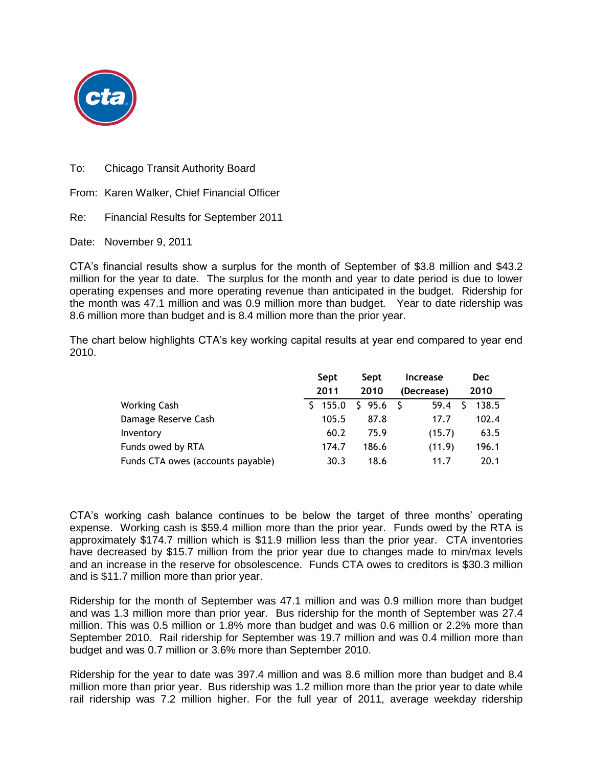To: Chicago Transit Authority Board

From: Karen Walker, Chief Financial Officer

Re: Financial Results for September 2011

Date: November 9, 2011

CTA's financial results show a surplus for the month of September of $3.8 million and $43.2 million for the year to date. The surplus for the month and year to date period is due to lower operating expenses and more operating revenue than anticipated in the budget. Ridership for the month was 47.1 million and was 0.9 million more than budget. Year to date ridership was 8.6 million more than budget and is 8.4 million more than the prior year.

The chart below highlights CTA's key working capital results at year end compared to year end 2010.

| | Sept 2011 | Sept 2010 | Increase (Decrease) | Dec 2010 |
|---|---|---|---|---|
| Working Cash | $ 155.0 | $ 95.6 | $ 59.4 | $ 138.5 |
| Damage Reserve Cash | 105.5 | 87.8 | 17.7 | 102.4 |
| Inventory | 60.2 | 75.9 | (15.7) | 63.5 |
| Funds owed by RTA | 174.7 | 186.6 | (11.9) | 196.1 |
| Funds CTA owes (accounts payable) | 30.3 | 18.6 | 11.7 | 20.1 |

CTA's working cash balance continues to be below the target of three months' operating expense. Working cash is $59.4 million more than the prior year. Funds owed by the RTA is approximately $174.7 million which is $11.9 million less than the prior year. CTA inventories have decreased by $15.7 million from the prior year due to changes made to min/max levels and an increase in the reserve for obsolescence. Funds CTA owes to creditors is $30.3 million and is $11.7 million more than prior year.

Ridership for the month of September was 47.1 million and was 0.9 million more than budget and was 1.3 million more than prior year. Bus ridership for the month of September was 27.4 million. This was 0.5 million or 1.8% more than budget and was 0.6 million or 2.2% more than September 2010. Rail ridership for September was 19.7 million and was 0.4 million more than budget and was 0.7 million or 3.6% more than September 2010.

Ridership for the year to date was 397.4 million and was 8.6 million more than budget and 8.4 million more than prior year. Bus ridership was 1.2 million more than the prior year to date while rail ridership was 7.2 million higher. For the full year of 2011, average weekday ridership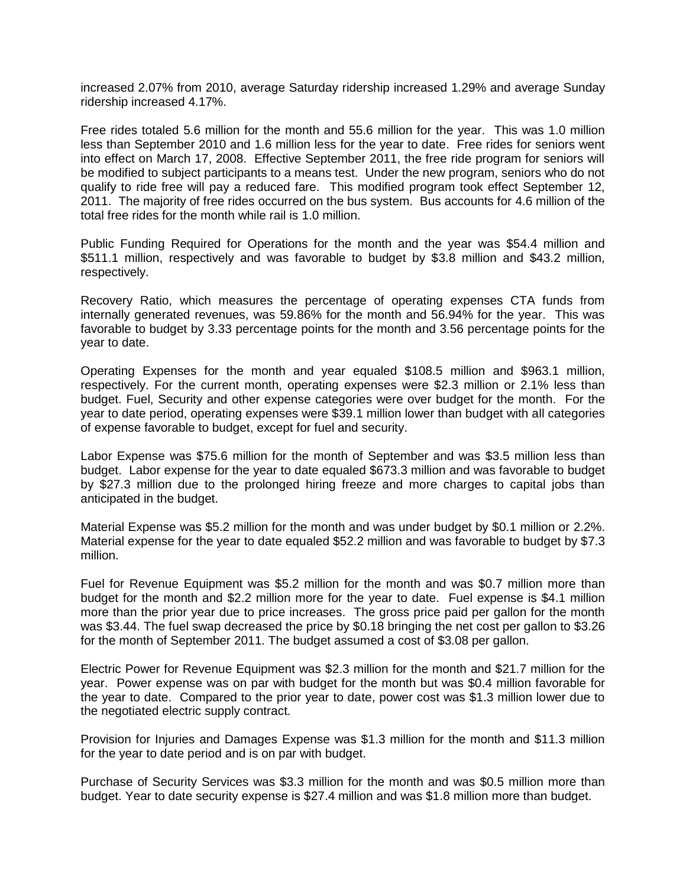increased 2.07% from 2010, average Saturday ridership increased 1.29% and average Sunday ridership increased 4.17%.

Free rides totaled 5.6 million for the month and 55.6 million for the year. This was 1.0 million less than September 2010 and 1.6 million less for the year to date. Free rides for seniors went into effect on March 17, 2008. Effective September 2011, the free ride program for seniors will be modified to subject participants to a means test. Under the new program, seniors who do not qualify to ride free will pay a reduced fare. This modified program took effect September 12, 2011. The majority of free rides occurred on the bus system. Bus accounts for 4.6 million of the total free rides for the month while rail is 1.0 million.

Public Funding Required for Operations for the month and the year was $54.4 million and $511.1 million, respectively and was favorable to budget by $3.8 million and $43.2 million, respectively.

Recovery Ratio, which measures the percentage of operating expenses CTA funds from internally generated revenues, was 59.86% for the month and 56.94% for the year. This was favorable to budget by 3.33 percentage points for the month and 3.56 percentage points for the year to date.

Operating Expenses for the month and year equaled $108.5 million and $963.1 million, respectively. For the current month, operating expenses were $2.3 million or 2.1% less than budget. Fuel, Security and other expense categories were over budget for the month. For the year to date period, operating expenses were $39.1 million lower than budget with all categories of expense favorable to budget, except for fuel and security.

Labor Expense was $75.6 million for the month of September and was $3.5 million less than budget. Labor expense for the year to date equaled $673.3 million and was favorable to budget by $27.3 million due to the prolonged hiring freeze and more charges to capital jobs than anticipated in the budget.

Material Expense was $5.2 million for the month and was under budget by $0.1 million or 2.2%. Material expense for the year to date equaled $52.2 million and was favorable to budget by $7.3 million.

Fuel for Revenue Equipment was $5.2 million for the month and was $0.7 million more than budget for the month and $2.2 million more for the year to date. Fuel expense is $4.1 million more than the prior year due to price increases. The gross price paid per gallon for the month was $3.44. The fuel swap decreased the price by $0.18 bringing the net cost per gallon to $3.26 for the month of September 2011. The budget assumed a cost of $3.08 per gallon.

Electric Power for Revenue Equipment was $2.3 million for the month and $21.7 million for the year. Power expense was on par with budget for the month but was $0.4 million favorable for the year to date. Compared to the prior year to date, power cost was $1.3 million lower due to the negotiated electric supply contract.

Provision for Injuries and Damages Expense was $1.3 million for the month and $11.3 million for the year to date period and is on par with budget.

Purchase of Security Services was $3.3 million for the month and was $0.5 million more than budget. Year to date security expense is $27.4 million and was $1.8 million more than budget.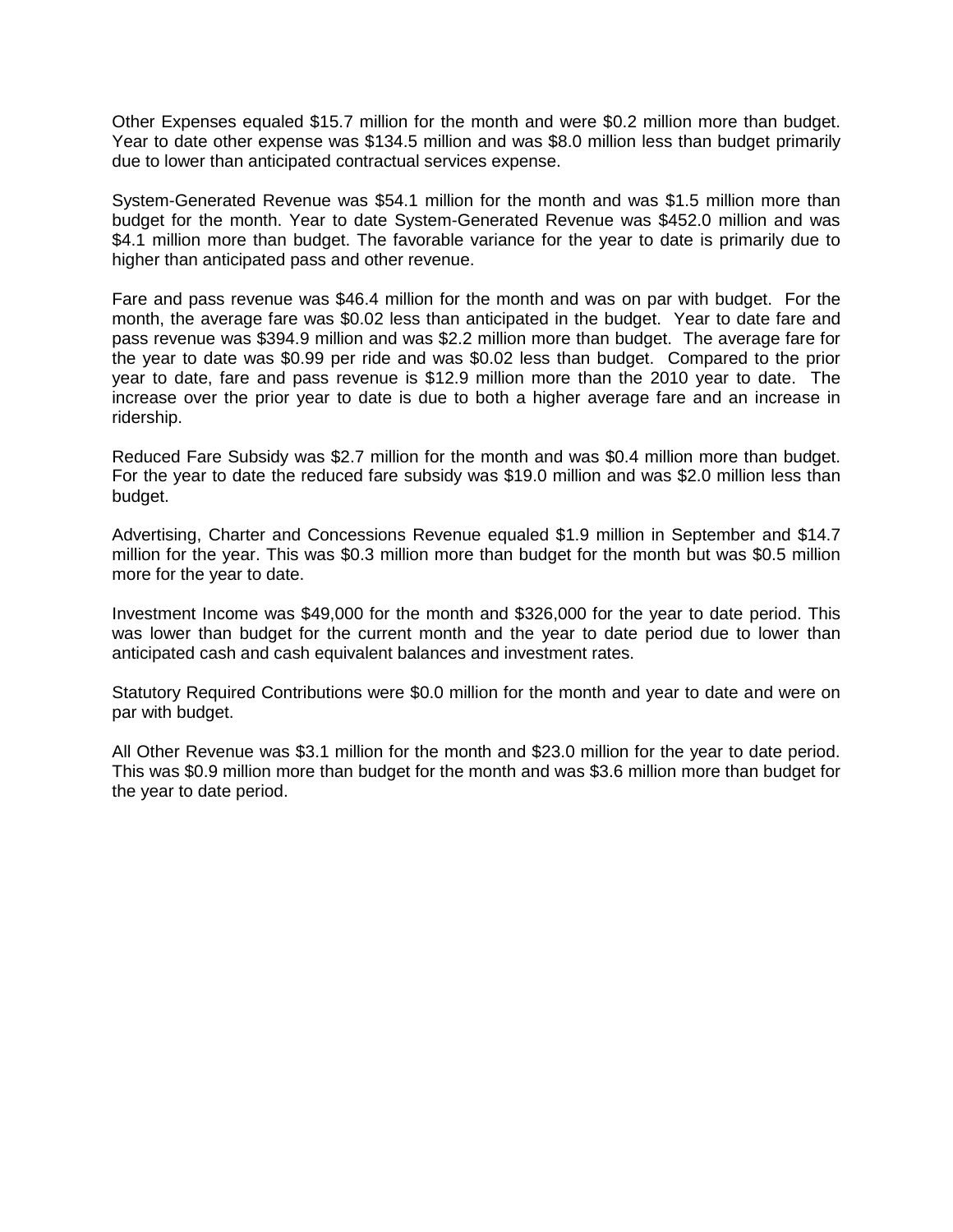Other Expenses equaled $15.7 million for the month and were $0.2 million more than budget. Year to date other expense was $134.5 million and was $8.0 million less than budget primarily due to lower than anticipated contractual services expense.

System-Generated Revenue was $54.1 million for the month and was $1.5 million more than budget for the month. Year to date System-Generated Revenue was $452.0 million and was $4.1 million more than budget. The favorable variance for the year to date is primarily due to higher than anticipated pass and other revenue.

Fare and pass revenue was $46.4 million for the month and was on par with budget. For the month, the average fare was $0.02 less than anticipated in the budget. Year to date fare and pass revenue was $394.9 million and was $2.2 million more than budget. The average fare for the year to date was $0.99 per ride and was $0.02 less than budget. Compared to the prior year to date, fare and pass revenue is $12.9 million more than the 2010 year to date. The increase over the prior year to date is due to both a higher average fare and an increase in ridership.

Reduced Fare Subsidy was $2.7 million for the month and was $0.4 million more than budget. For the year to date the reduced fare subsidy was $19.0 million and was $2.0 million less than budget.

Advertising, Charter and Concessions Revenue equaled $1.9 million in September and $14.7 million for the year. This was $0.3 million more than budget for the month but was $0.5 million more for the year to date.

Investment Income was $49,000 for the month and $326,000 for the year to date period. This was lower than budget for the current month and the year to date period due to lower than anticipated cash and cash equivalent balances and investment rates.

Statutory Required Contributions were $0.0 million for the month and year to date and were on par with budget.

All Other Revenue was $3.1 million for the month and $23.0 million for the year to date period. This was $0.9 million more than budget for the month and was $3.6 million more than budget for the year to date period.